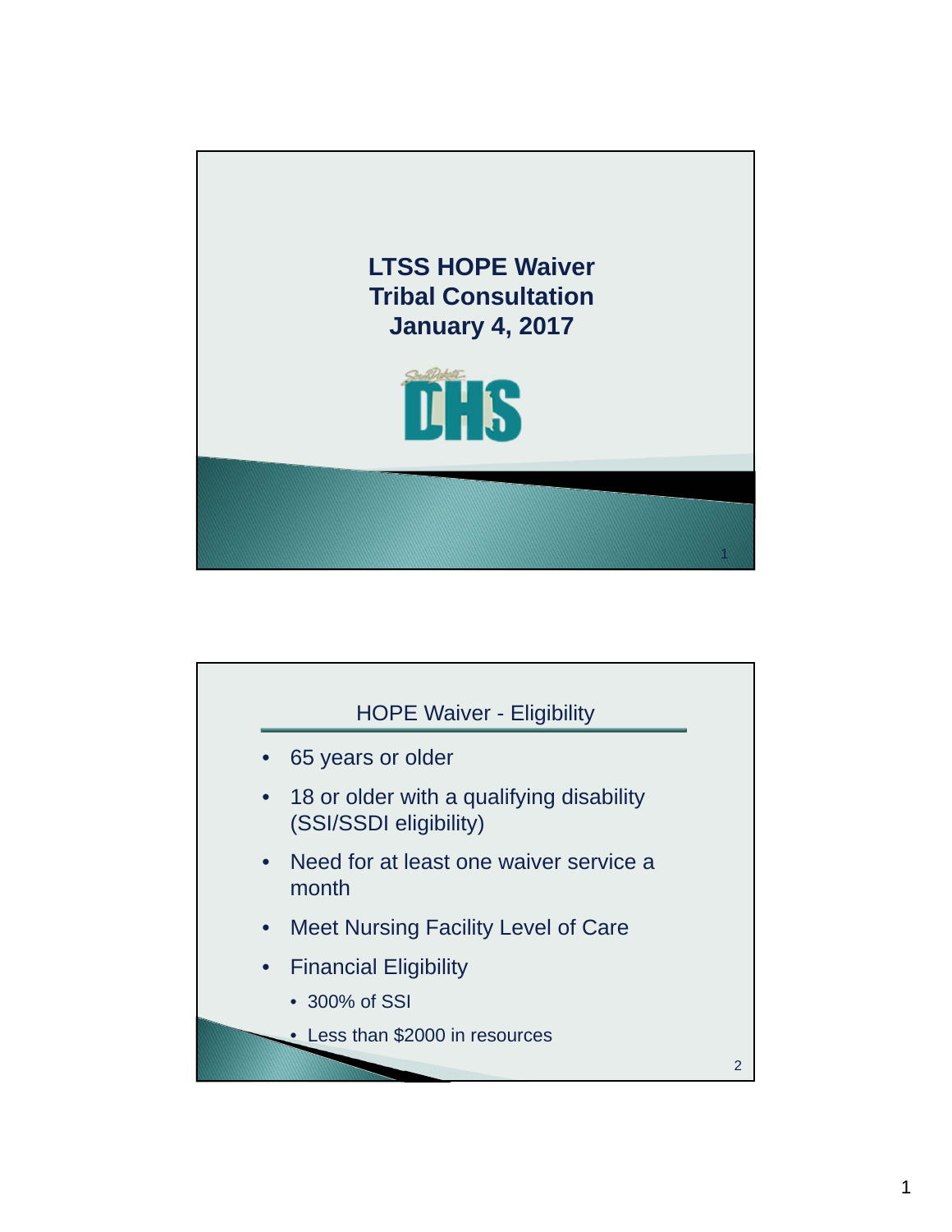# LTSS HOPE Waiver
# Tribal Consultation
# January 4, 2017

## HOPE Waiver - Eligibility

- 65 years or older
- 18 or older with a qualifying disability (SSI/SSDI eligibility)
- Need for at least one waiver service a month
- Meet Nursing Facility Level of Care
- Financial Eligibility
  - 300% of SSI
  - Less than $2000 in resources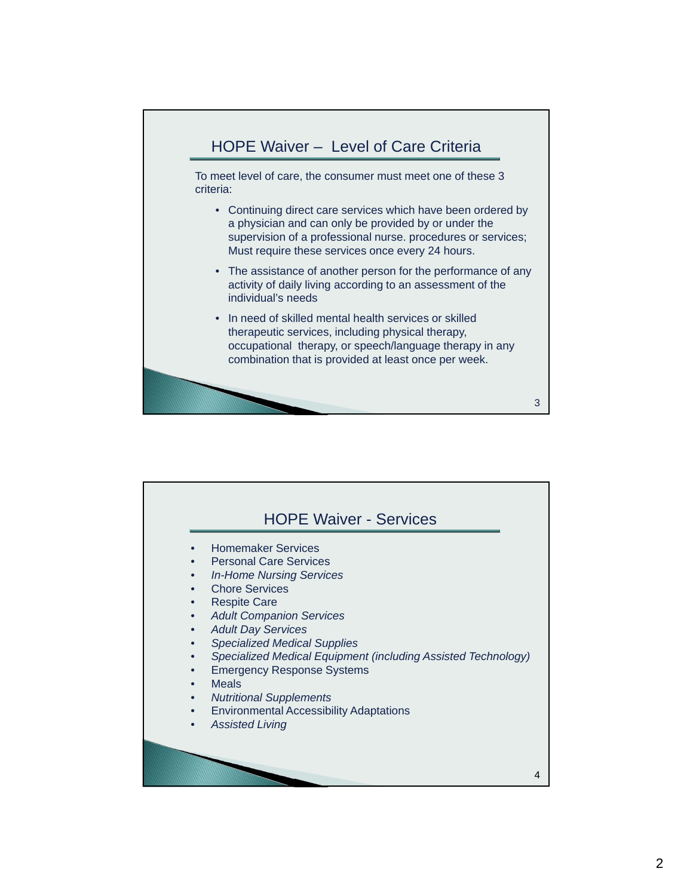## HOPE Waiver – Level of Care Criteria

To meet level of care, the consumer must meet one of these 3 criteria:

- Continuing direct care services which have been ordered by a physician and can only be provided by or under the supervision of a professional nurse. procedures or services; Must require these services once every 24 hours.
- The assistance of another person for the performance of any activity of daily living according to an assessment of the individual's needs
- In need of skilled mental health services or skilled therapeutic services, including physical therapy, occupational therapy, or speech/language therapy in any combination that is provided at least once per week.

## HOPE Waiver - Services

- Homemaker Services
- Personal Care Services
- *In-Home Nursing Services*
- Chore Services
- Respite Care
- *Adult Companion Services*
- *Adult Day Services*
- *Specialized Medical Supplies*
- *Specialized Medical Equipment (including Assisted Technology)*
- Emergency Response Systems
- Meals
- *Nutritional Supplements*
- Environmental Accessibility Adaptations
- *Assisted Living*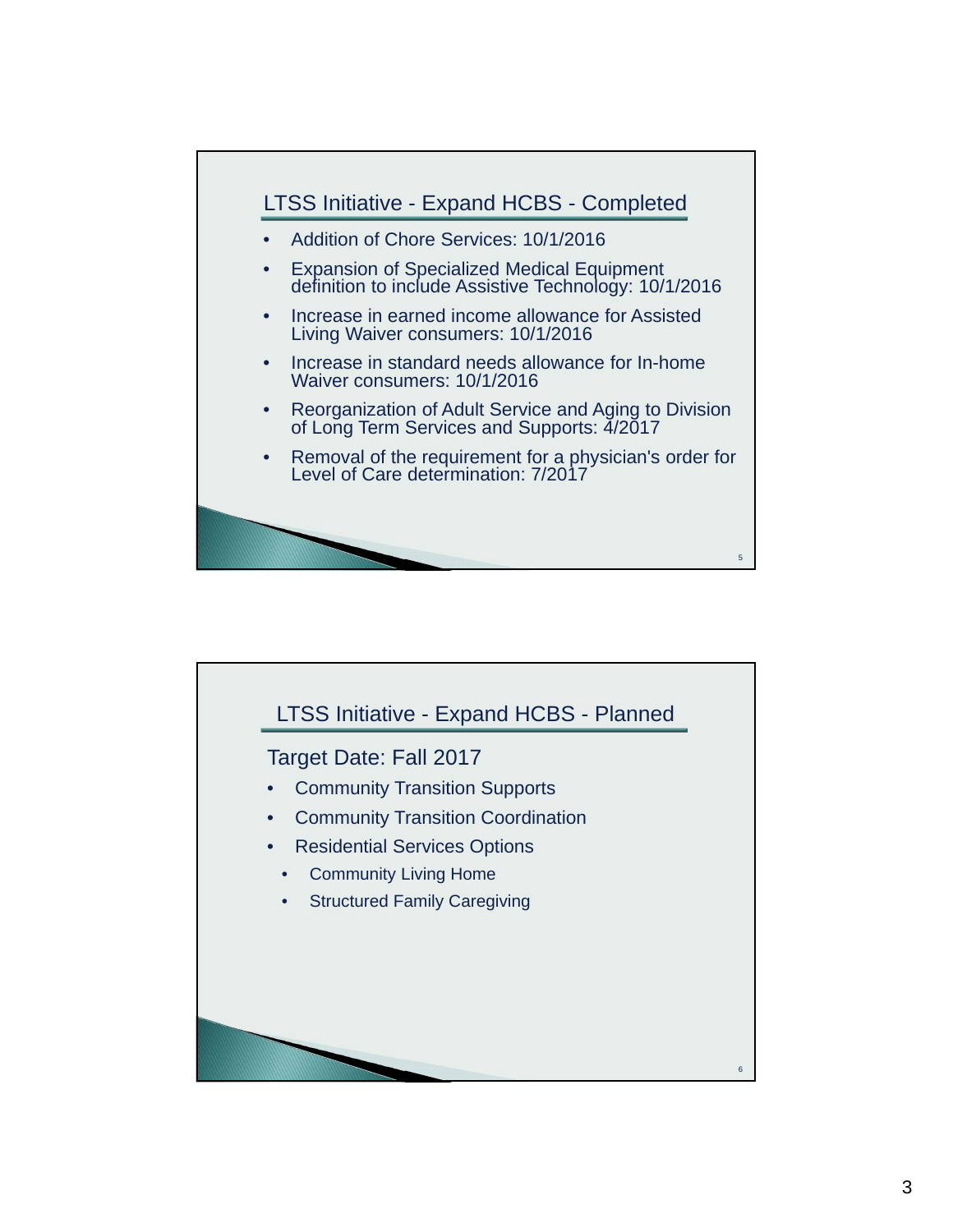## LTSS Initiative - Expand HCBS - Completed

- Addition of Chore Services: 10/1/2016
- Expansion of Specialized Medical Equipment definition to include Assistive Technology: 10/1/2016
- Increase in earned income allowance for Assisted Living Waiver consumers: 10/1/2016
- Increase in standard needs allowance for In-home Waiver consumers: 10/1/2016
- Reorganization of Adult Service and Aging to Division of Long Term Services and Supports: 4/2017
- Removal of the requirement for a physician's order for Level of Care determination: 7/2017

## LTSS Initiative - Expand HCBS - Planned

Target Date: Fall 2017

- Community Transition Supports
- Community Transition Coordination
- Residential Services Options
  - Community Living Home
  - Structured Family Caregiving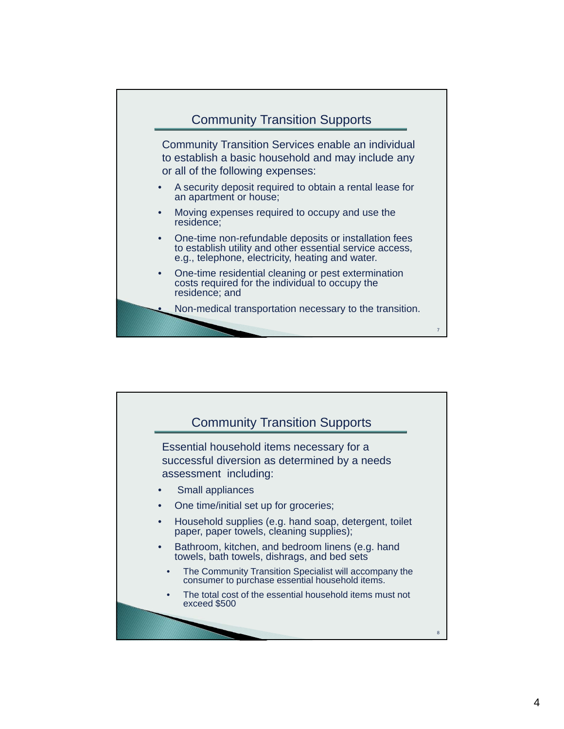## Community Transition Supports

Community Transition Services enable an individual to establish a basic household and may include any or all of the following expenses:

- A security deposit required to obtain a rental lease for an apartment or house;
- Moving expenses required to occupy and use the residence;
- One-time non-refundable deposits or installation fees to establish utility and other essential service access, e.g., telephone, electricity, heating and water.
- One-time residential cleaning or pest extermination costs required for the individual to occupy the residence; and
- Non-medical transportation necessary to the transition.

## Community Transition Supports

Essential household items necessary for a successful diversion as determined by a needs assessment including:

- Small appliances
- One time/initial set up for groceries;
- Household supplies (e.g. hand soap, detergent, toilet paper, paper towels, cleaning supplies);
- Bathroom, kitchen, and bedroom linens (e.g. hand towels, bath towels, dishrags, and bed sets
  - The Community Transition Specialist will accompany the consumer to purchase essential household items.
  - The total cost of the essential household items must not exceed $500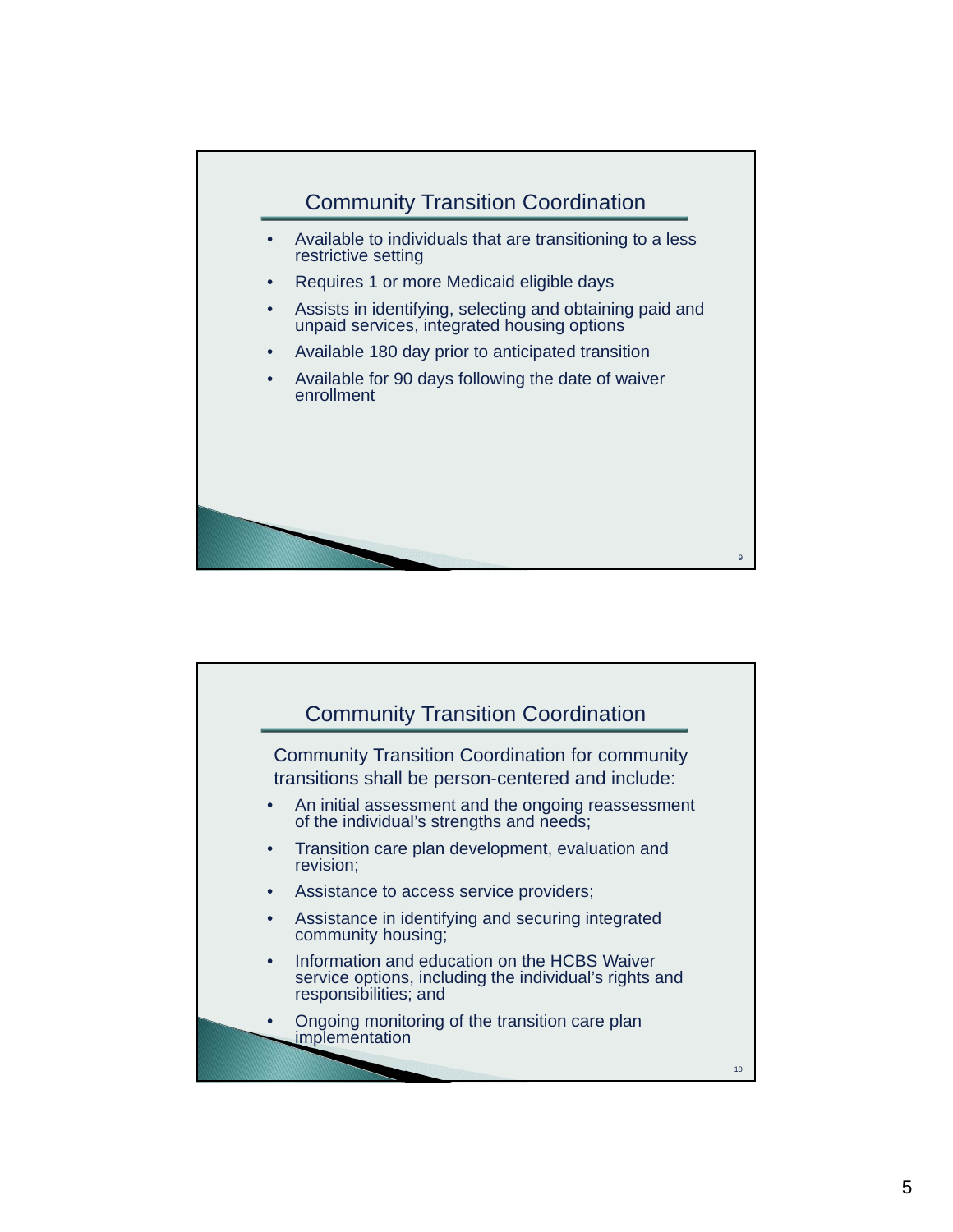## Community Transition Coordination

- Available to individuals that are transitioning to a less restrictive setting
- Requires 1 or more Medicaid eligible days
- Assists in identifying, selecting and obtaining paid and unpaid services, integrated housing options
- Available 180 day prior to anticipated transition
- Available for 90 days following the date of waiver enrollment

## Community Transition Coordination

Community Transition Coordination for community transitions shall be person-centered and include:

- An initial assessment and the ongoing reassessment of the individual's strengths and needs;
- Transition care plan development, evaluation and revision;
- Assistance to access service providers;
- Assistance in identifying and securing integrated community housing;
- Information and education on the HCBS Waiver service options, including the individual's rights and responsibilities; and
- Ongoing monitoring of the transition care plan implementation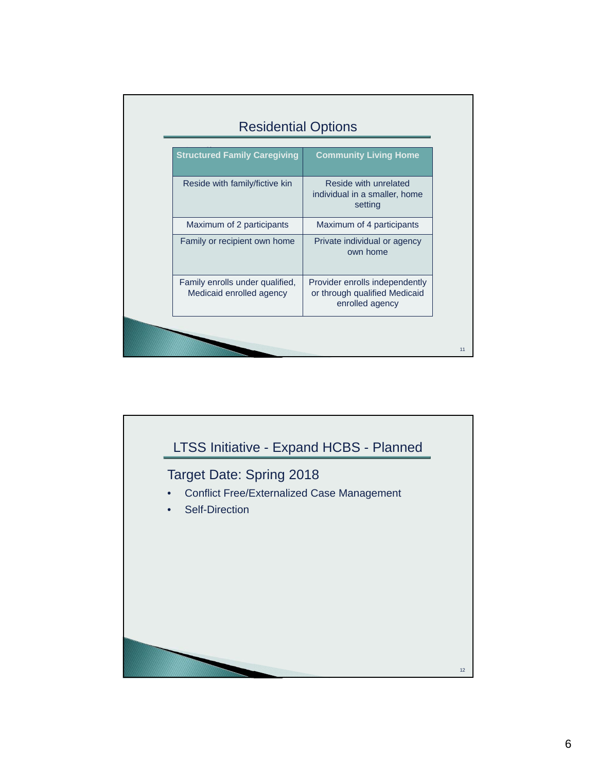## Residential Options

| Structured Family Caregiving | Community Living Home |
|---|---|
| Reside with family/fictive kin | Reside with unrelated individual in a smaller, home setting |
| Maximum of 2 participants | Maximum of 4 participants |
| Family or recipient own home | Private individual or agency own home |
| Family enrolls under qualified, Medicaid enrolled agency | Provider enrolls independently or through qualified Medicaid enrolled agency |

## LTSS Initiative - Expand HCBS - Planned

### Target Date: Spring 2018

- Conflict Free/Externalized Case Management
- Self-Direction